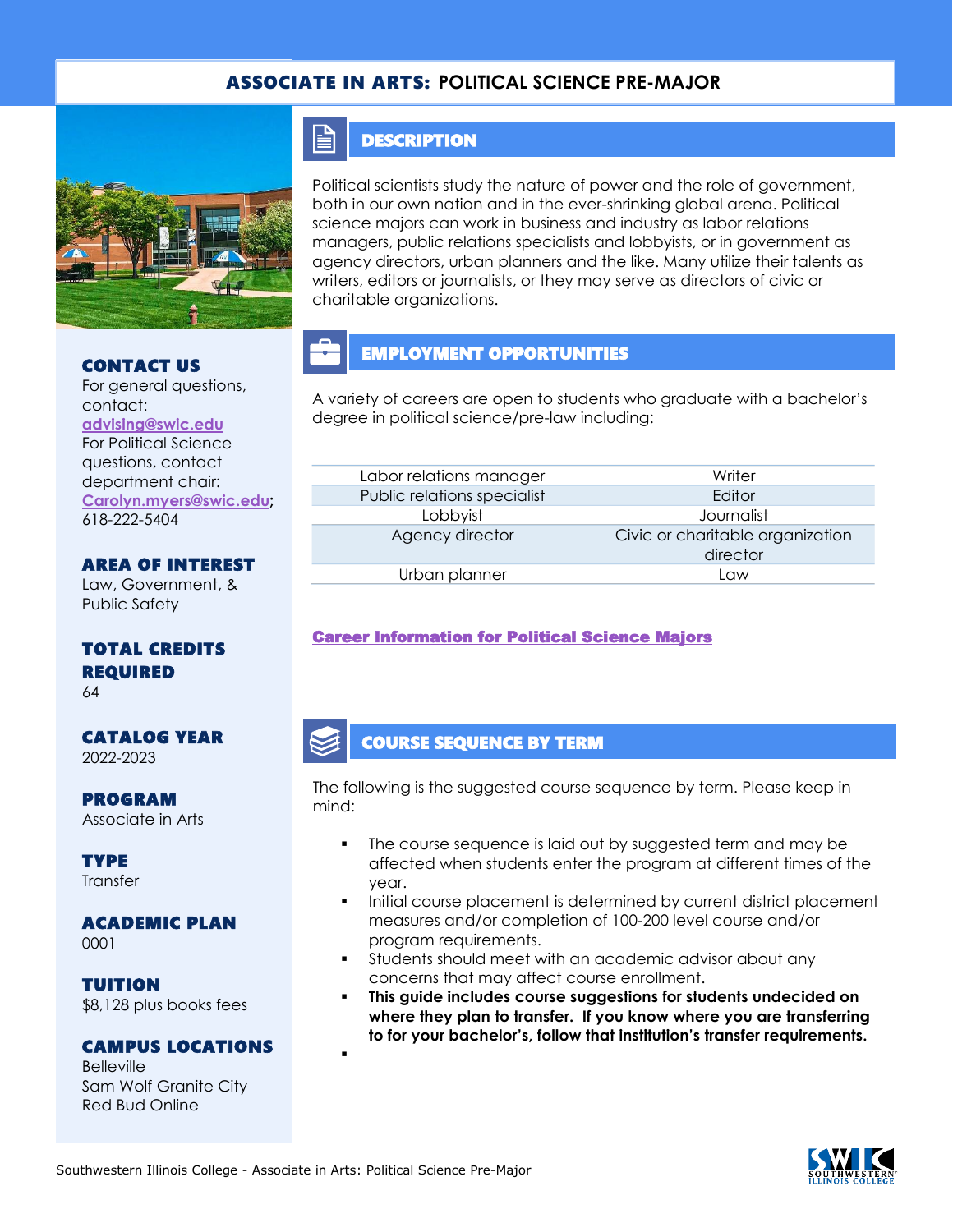# ASSOCIATE IN ARTS: POLITICAL SCIENCE PRE-MAJOR

### CONTACT US

For general questions, contact: advising@swic.edu
For Political Science questions, contact department chair: Carolyn.myers@swic.edu; 618-222-5404

### AREA OF INTEREST

Law, Government, & Public Safety

### TOTAL CREDITS REQUIRED

64

### CATALOG YEAR

2022-2023

### PROGRAM

Associate in Arts

### TYPE

Transfer

### ACADEMIC PLAN

0001

### TUITION

$8,128 plus books fees

### CAMPUS LOCATIONS

Belleville
Sam Wolf Granite City
Red Bud Online

## DESCRIPTION

Political scientists study the nature of power and the role of government, both in our own nation and in the ever-shrinking global arena. Political science majors can work in business and industry as labor relations managers, public relations specialists and lobbyists, or in government as agency directors, urban planners and the like. Many utilize their talents as writers, editors or journalists, or they may serve as directors of civic or charitable organizations.

## EMPLOYMENT OPPORTUNITIES

A variety of careers are open to students who graduate with a bachelor's degree in political science/pre-law including:

| | |
|---|---|
| Labor relations manager | Writer |
| Public relations specialist | Editor |
| Lobbyist | Journalist |
| Agency director | Civic or charitable organization director |
| Urban planner | Law |

**Career Information for Political Science Majors**

## COURSE SEQUENCE BY TERM

The following is the suggested course sequence by term. Please keep in mind:

- The course sequence is laid out by suggested term and may be affected when students enter the program at different times of the year.
- Initial course placement is determined by current district placement measures and/or completion of 100-200 level course and/or program requirements.
- Students should meet with an academic advisor about any concerns that may affect course enrollment.
- **This guide includes course suggestions for students undecided on where they plan to transfer. If you know where you are transferring to for your bachelor's, follow that institution's transfer requirements.**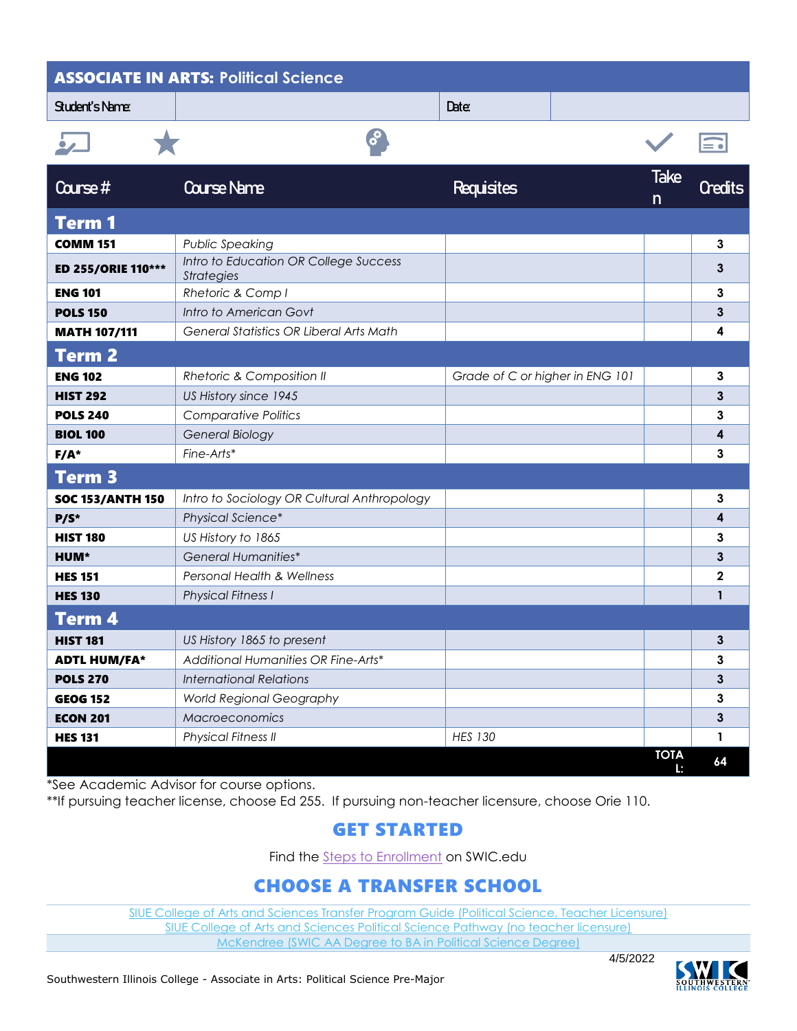## ASSOCIATE IN ARTS: Political Science

| Student's Name: | | Date: | |
|---|---|---|---|

| Course # | Course Name | Requisites | Taken | Credits |
|---|---|---|---|---|
| **Term 1** | | | | |
| **COMM 151** | *Public Speaking* | | | 3 |
| **ED 255/ORIE 110*** ** | *Intro to Education OR College Success Strategies* | | | 3 |
| **ENG 101** | *Rhetoric & Comp I* | | | 3 |
| **POLS 150** | *Intro to American Govt* | | | 3 |
| **MATH 107/111** | *General Statistics OR Liberal Arts Math* | | | 4 |
| **Term 2** | | | | |
| **ENG 102** | *Rhetoric & Composition II* | *Grade of C or higher in ENG 101* | | 3 |
| **HIST 292** | *US History since 1945* | | | 3 |
| **POLS 240** | *Comparative Politics* | | | 3 |
| **BIOL 100** | *General Biology* | | | 4 |
| **F/A*** | *Fine-Arts** | | | 3 |
| **Term 3** | | | | |
| **SOC 153/ANTH 150** | *Intro to Sociology OR Cultural Anthropology* | | | 3 |
| **P/S*** | *Physical Science** | | | 4 |
| **HIST 180** | *US History to 1865* | | | 3 |
| **HUM*** | *General Humanities** | | | 3 |
| **HES 151** | *Personal Health & Wellness* | | | 2 |
| **HES 130** | *Physical Fitness I* | | | 1 |
| **Term 4** | | | | |
| **HIST 181** | *US History 1865 to present* | | | 3 |
| **ADTL HUM/FA*** | *Additional Humanities OR Fine-Arts** | | | 3 |
| **POLS 270** | *International Relations* | | | 3 |
| **GEOG 152** | *World Regional Geography* | | | 3 |
| **ECON 201** | *Macroeconomics* | | | 3 |
| **HES 131** | *Physical Fitness II* | *HES 130* | | 1 |
| | | | **TOTAL:** | **64** |

*See Academic Advisor for course options.
**If pursuing teacher license, choose Ed 255. If pursuing non-teacher licensure, choose Orie 110.

## GET STARTED

Find the Steps to Enrollment on SWIC.edu

## CHOOSE A TRANSFER SCHOOL

SIUE College of Arts and Sciences Transfer Program Guide (Political Science, Teacher Licensure)
SIUE College of Arts and Sciences Political Science Pathway (no teacher licensure)
McKendree (SWIC AA Degree to BA in Political Science Degree)

4/5/2022

Southwestern Illinois College - Associate in Arts: Political Science Pre-Major